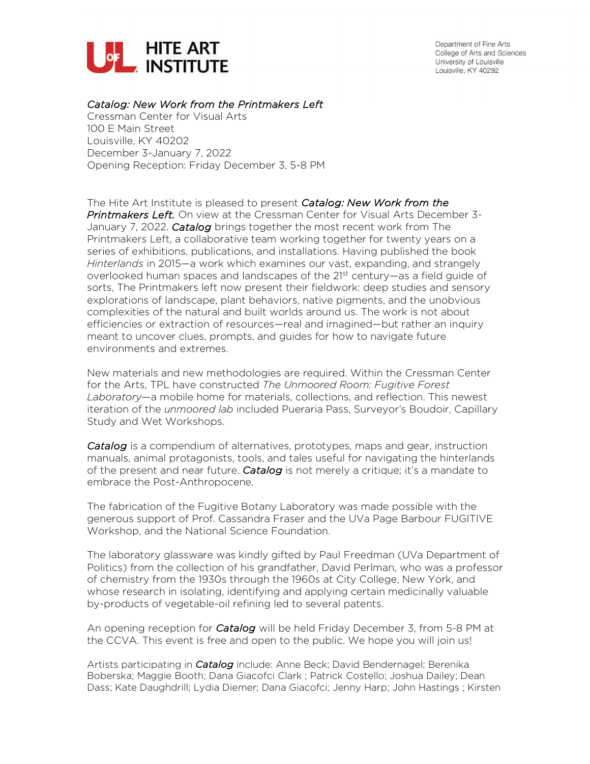**HITE ART INSTITUTE**

Department of Fine Arts
College of Arts and Sciences
University of Louisville
Louisville, KY 40292

*Catalog: New Work from the Printmakers Left*
Cressman Center for Visual Arts
100 E Main Street
Louisville, KY 40202
December 3-January 7, 2022
Opening Reception: Friday December 3, 5-8 PM

The Hite Art Institute is pleased to present ***Catalog: New Work from the Printmakers Left.*** On view at the Cressman Center for Visual Arts December 3-January 7, 2022. ***Catalog*** brings together the most recent work from The Printmakers Left, a collaborative team working together for twenty years on a series of exhibitions, publications, and installations. Having published the book *Hinterlands* in 2015—a work which examines our vast, expanding, and strangely overlooked human spaces and landscapes of the 21st century—as a field guide of sorts, The Printmakers left now present their fieldwork: deep studies and sensory explorations of landscape, plant behaviors, native pigments, and the unobvious complexities of the natural and built worlds around us. The work is not about efficiencies or extraction of resources—real and imagined—but rather an inquiry meant to uncover clues, prompts, and guides for how to navigate future environments and extremes.

New materials and new methodologies are required. Within the Cressman Center for the Arts, TPL have constructed *The Unmoored Room: Fugitive Forest Laboratory*—a mobile home for materials, collections, and reflection. This newest iteration of the *unmoored lab* included Pueraria Pass, Surveyor's Boudoir, Capillary Study and Wet Workshops.

***Catalog*** is a compendium of alternatives, prototypes, maps and gear, instruction manuals, animal protagonists, tools, and tales useful for navigating the hinterlands of the present and near future. ***Catalog*** is not merely a critique; it's a mandate to embrace the Post-Anthropocene.

The fabrication of the Fugitive Botany Laboratory was made possible with the generous support of Prof. Cassandra Fraser and the UVa Page Barbour FUGITIVE Workshop, and the National Science Foundation.

The laboratory glassware was kindly gifted by Paul Freedman (UVa Department of Politics) from the collection of his grandfather, David Perlman, who was a professor of chemistry from the 1930s through the 1960s at City College, New York, and whose research in isolating, identifying and applying certain medicinally valuable by-products of vegetable-oil refining led to several patents.

An opening reception for ***Catalog*** will be held Friday December 3, from 5-8 PM at the CCVA. This event is free and open to the public. We hope you will join us!

Artists participating in ***Catalog*** include: Anne Beck; David Bendernagel; Berenika Boberska; Maggie Booth; Dana Giacofci Clark ; Patrick Costello; Joshua Dailey; Dean Dass; Kate Daughdrill; Lydia Diemer; Dana Giacofci; Jenny Harp; John Hastings ; Kirsten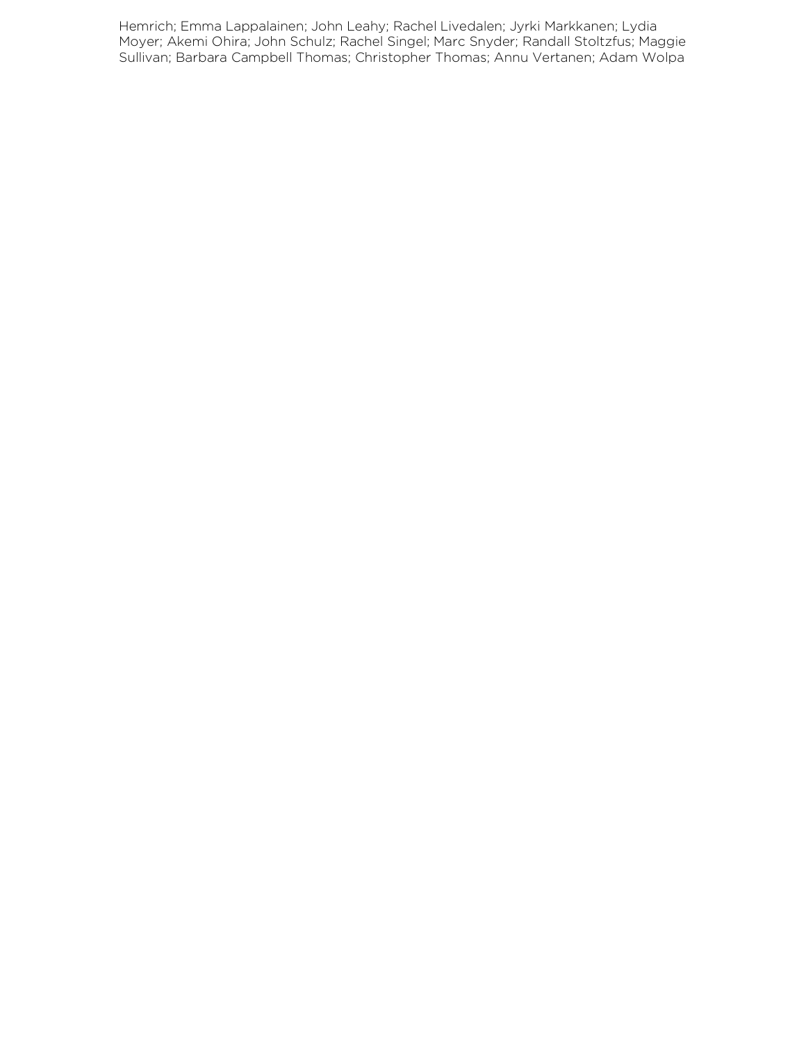Hemrich; Emma Lappalainen; John Leahy; Rachel Livedalen; Jyrki Markkanen; Lydia Moyer; Akemi Ohira; John Schulz; Rachel Singel; Marc Snyder; Randall Stoltzfus; Maggie Sullivan; Barbara Campbell Thomas; Christopher Thomas; Annu Vertanen; Adam Wolpa